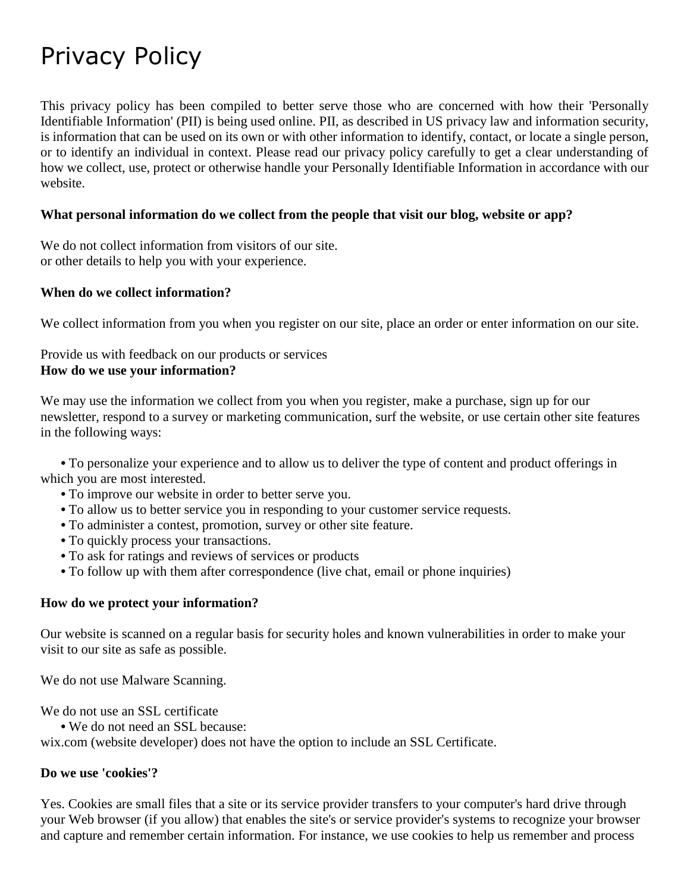# Privacy Policy

This privacy policy has been compiled to better serve those who are concerned with how their 'Personally Identifiable Information' (PII) is being used online. PII, as described in US privacy law and information security, is information that can be used on its own or with other information to identify, contact, or locate a single person, or to identify an individual in context. Please read our privacy policy carefully to get a clear understanding of how we collect, use, protect or otherwise handle your Personally Identifiable Information in accordance with our website.

**What personal information do we collect from the people that visit our blog, website or app?**

We do not collect information from visitors of our site.
or other details to help you with your experience.

**When do we collect information?**

We collect information from you when you register on our site, place an order or enter information on our site.

Provide us with feedback on our products or services
**How do we use your information?**

We may use the information we collect from you when you register, make a purchase, sign up for our newsletter, respond to a survey or marketing communication, surf the website, or use certain other site features in the following ways:

- To personalize your experience and to allow us to deliver the type of content and product offerings in which you are most interested.
- To improve our website in order to better serve you.
- To allow us to better service you in responding to your customer service requests.
- To administer a contest, promotion, survey or other site feature.
- To quickly process your transactions.
- To ask for ratings and reviews of services or products
- To follow up with them after correspondence (live chat, email or phone inquiries)

**How do we protect your information?**

Our website is scanned on a regular basis for security holes and known vulnerabilities in order to make your visit to our site as safe as possible.

We do not use Malware Scanning.

We do not use an SSL certificate
- We do not need an SSL because:

wix.com (website developer) does not have the option to include an SSL Certificate.

**Do we use 'cookies'?**

Yes. Cookies are small files that a site or its service provider transfers to your computer's hard drive through your Web browser (if you allow) that enables the site's or service provider's systems to recognize your browser and capture and remember certain information. For instance, we use cookies to help us remember and process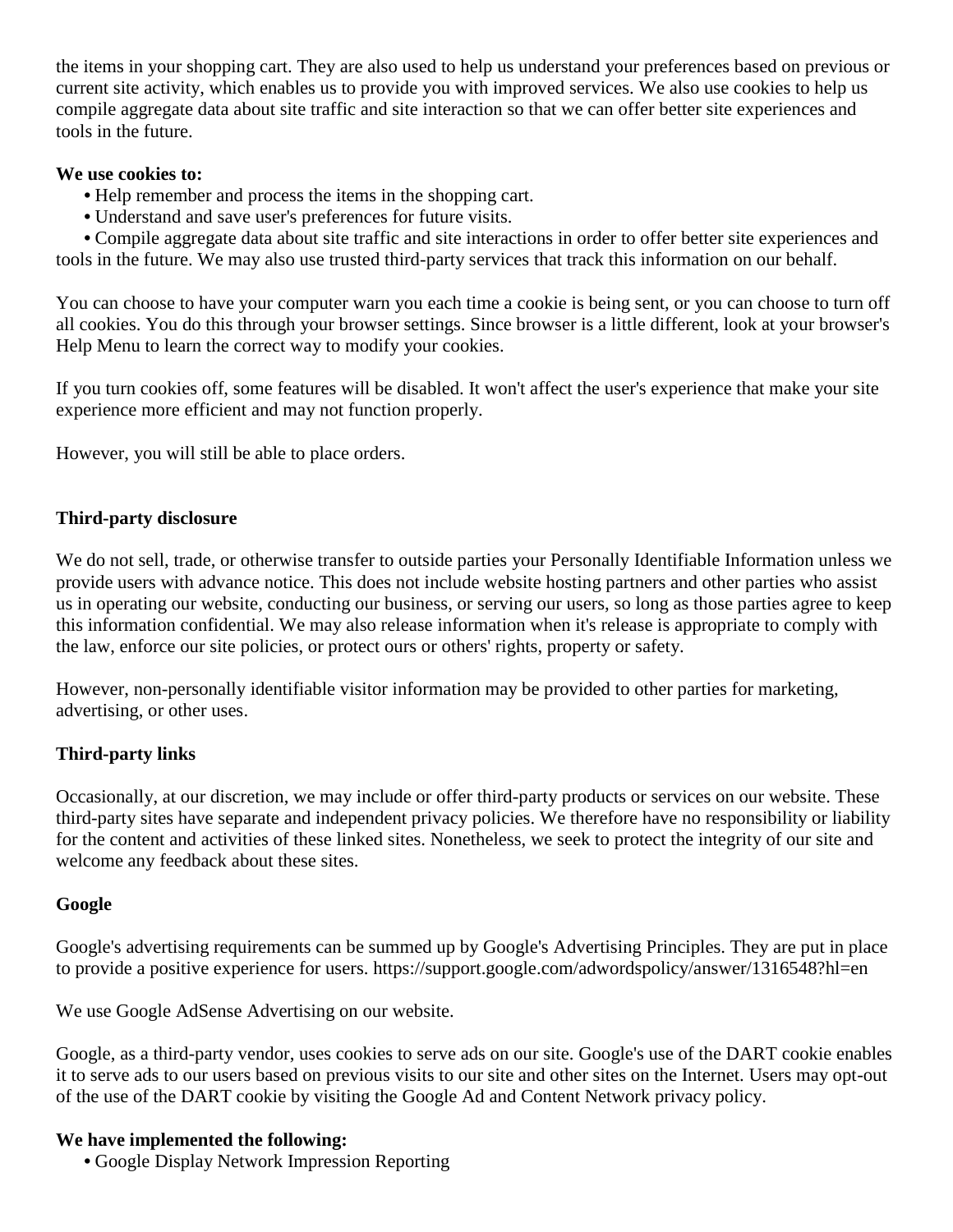the items in your shopping cart. They are also used to help us understand your preferences based on previous or current site activity, which enables us to provide you with improved services. We also use cookies to help us compile aggregate data about site traffic and site interaction so that we can offer better site experiences and tools in the future.

**We use cookies to:**

- Help remember and process the items in the shopping cart.
- Understand and save user's preferences for future visits.
- Compile aggregate data about site traffic and site interactions in order to offer better site experiences and tools in the future. We may also use trusted third-party services that track this information on our behalf.

You can choose to have your computer warn you each time a cookie is being sent, or you can choose to turn off all cookies. You do this through your browser settings. Since browser is a little different, look at your browser's Help Menu to learn the correct way to modify your cookies.

If you turn cookies off, some features will be disabled. It won't affect the user's experience that make your site experience more efficient and may not function properly.

However, you will still be able to place orders.

**Third-party disclosure**

We do not sell, trade, or otherwise transfer to outside parties your Personally Identifiable Information unless we provide users with advance notice. This does not include website hosting partners and other parties who assist us in operating our website, conducting our business, or serving our users, so long as those parties agree to keep this information confidential. We may also release information when it's release is appropriate to comply with the law, enforce our site policies, or protect ours or others' rights, property or safety.

However, non-personally identifiable visitor information may be provided to other parties for marketing, advertising, or other uses.

**Third-party links**

Occasionally, at our discretion, we may include or offer third-party products or services on our website. These third-party sites have separate and independent privacy policies. We therefore have no responsibility or liability for the content and activities of these linked sites. Nonetheless, we seek to protect the integrity of our site and welcome any feedback about these sites.

**Google**

Google's advertising requirements can be summed up by Google's Advertising Principles. They are put in place to provide a positive experience for users. https://support.google.com/adwordspolicy/answer/1316548?hl=en

We use Google AdSense Advertising on our website.

Google, as a third-party vendor, uses cookies to serve ads on our site. Google's use of the DART cookie enables it to serve ads to our users based on previous visits to our site and other sites on the Internet. Users may opt-out of the use of the DART cookie by visiting the Google Ad and Content Network privacy policy.

**We have implemented the following:**

- Google Display Network Impression Reporting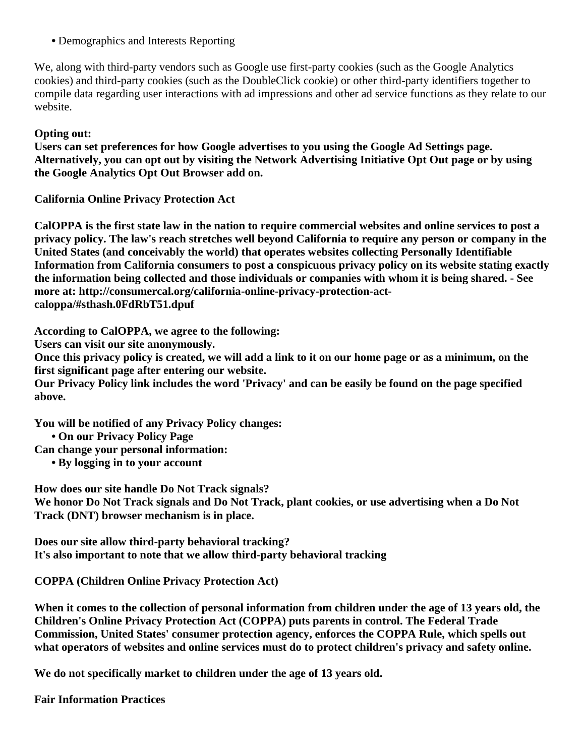- Demographics and Interests Reporting

We, along with third-party vendors such as Google use first-party cookies (such as the Google Analytics cookies) and third-party cookies (such as the DoubleClick cookie) or other third-party identifiers together to compile data regarding user interactions with ad impressions and other ad service functions as they relate to our website.

**Opting out:**
**Users can set preferences for how Google advertises to you using the Google Ad Settings page. Alternatively, you can opt out by visiting the Network Advertising Initiative Opt Out page or by using the Google Analytics Opt Out Browser add on.**

**California Online Privacy Protection Act**

**CalOPPA is the first state law in the nation to require commercial websites and online services to post a privacy policy. The law's reach stretches well beyond California to require any person or company in the United States (and conceivably the world) that operates websites collecting Personally Identifiable Information from California consumers to post a conspicuous privacy policy on its website stating exactly the information being collected and those individuals or companies with whom it is being shared. - See more at: http://consumercal.org/california-online-privacy-protection-act-caloppa/#sthash.0FdRbT51.dpuf**

**According to CalOPPA, we agree to the following:**
**Users can visit our site anonymously.**
**Once this privacy policy is created, we will add a link to it on our home page or as a minimum, on the first significant page after entering our website.**
**Our Privacy Policy link includes the word 'Privacy' and can be easily be found on the page specified above.**

**You will be notified of any Privacy Policy changes:**
- **On our Privacy Policy Page**

**Can change your personal information:**
- **By logging in to your account**

**How does our site handle Do Not Track signals?**
**We honor Do Not Track signals and Do Not Track, plant cookies, or use advertising when a Do Not Track (DNT) browser mechanism is in place.**

**Does our site allow third-party behavioral tracking?**
**It's also important to note that we allow third-party behavioral tracking**

**COPPA (Children Online Privacy Protection Act)**

**When it comes to the collection of personal information from children under the age of 13 years old, the Children's Online Privacy Protection Act (COPPA) puts parents in control. The Federal Trade Commission, United States' consumer protection agency, enforces the COPPA Rule, which spells out what operators of websites and online services must do to protect children's privacy and safety online.**

**We do not specifically market to children under the age of 13 years old.**

**Fair Information Practices**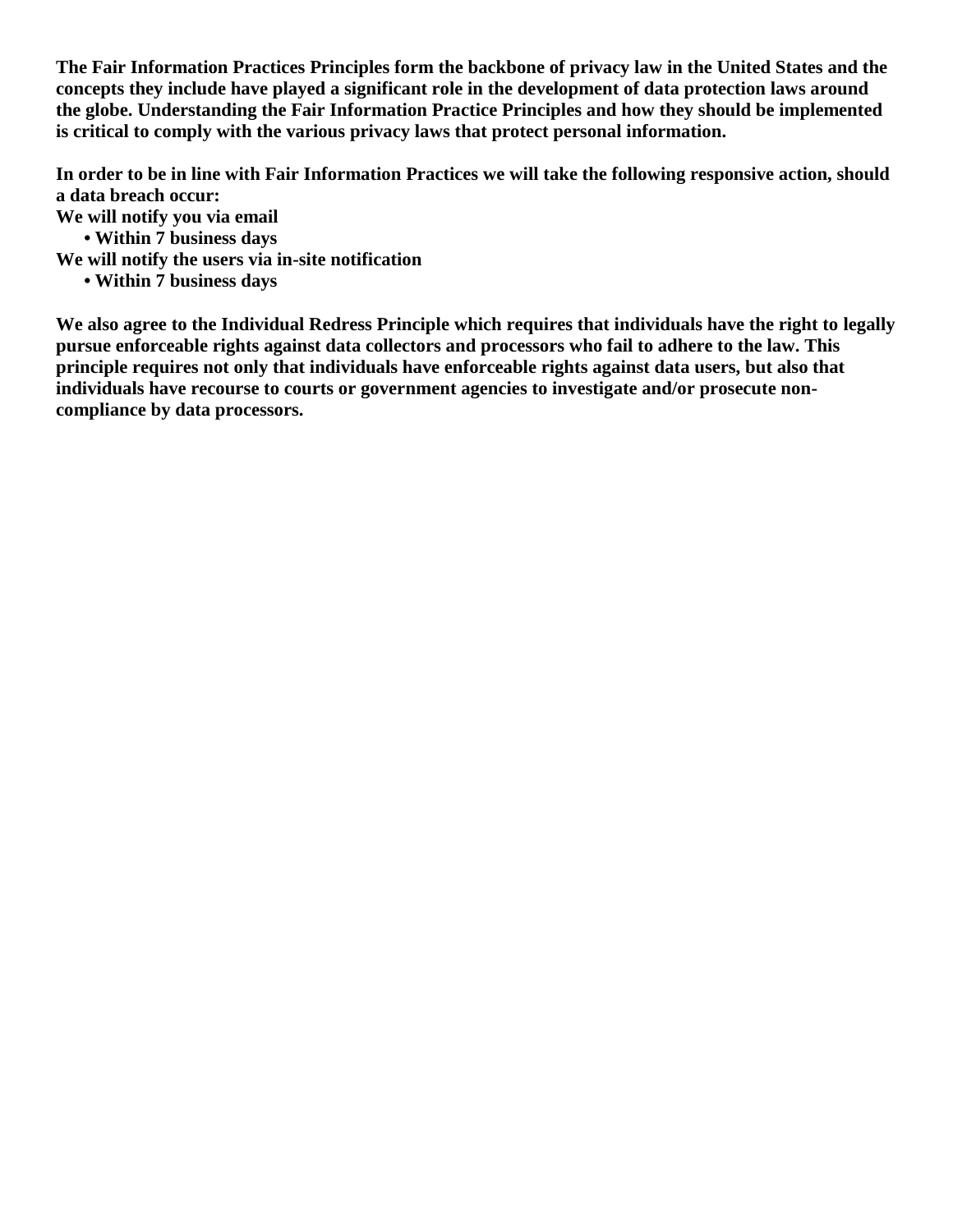**The Fair Information Practices Principles form the backbone of privacy law in the United States and the concepts they include have played a significant role in the development of data protection laws around the globe. Understanding the Fair Information Practice Principles and how they should be implemented is critical to comply with the various privacy laws that protect personal information.**

**In order to be in line with Fair Information Practices we will take the following responsive action, should a data breach occur:**

**We will notify you via email**

- **Within 7 business days**

**We will notify the users via in-site notification**

- **Within 7 business days**

**We also agree to the Individual Redress Principle which requires that individuals have the right to legally pursue enforceable rights against data collectors and processors who fail to adhere to the law. This principle requires not only that individuals have enforceable rights against data users, but also that individuals have recourse to courts or government agencies to investigate and/or prosecute non-compliance by data processors.**